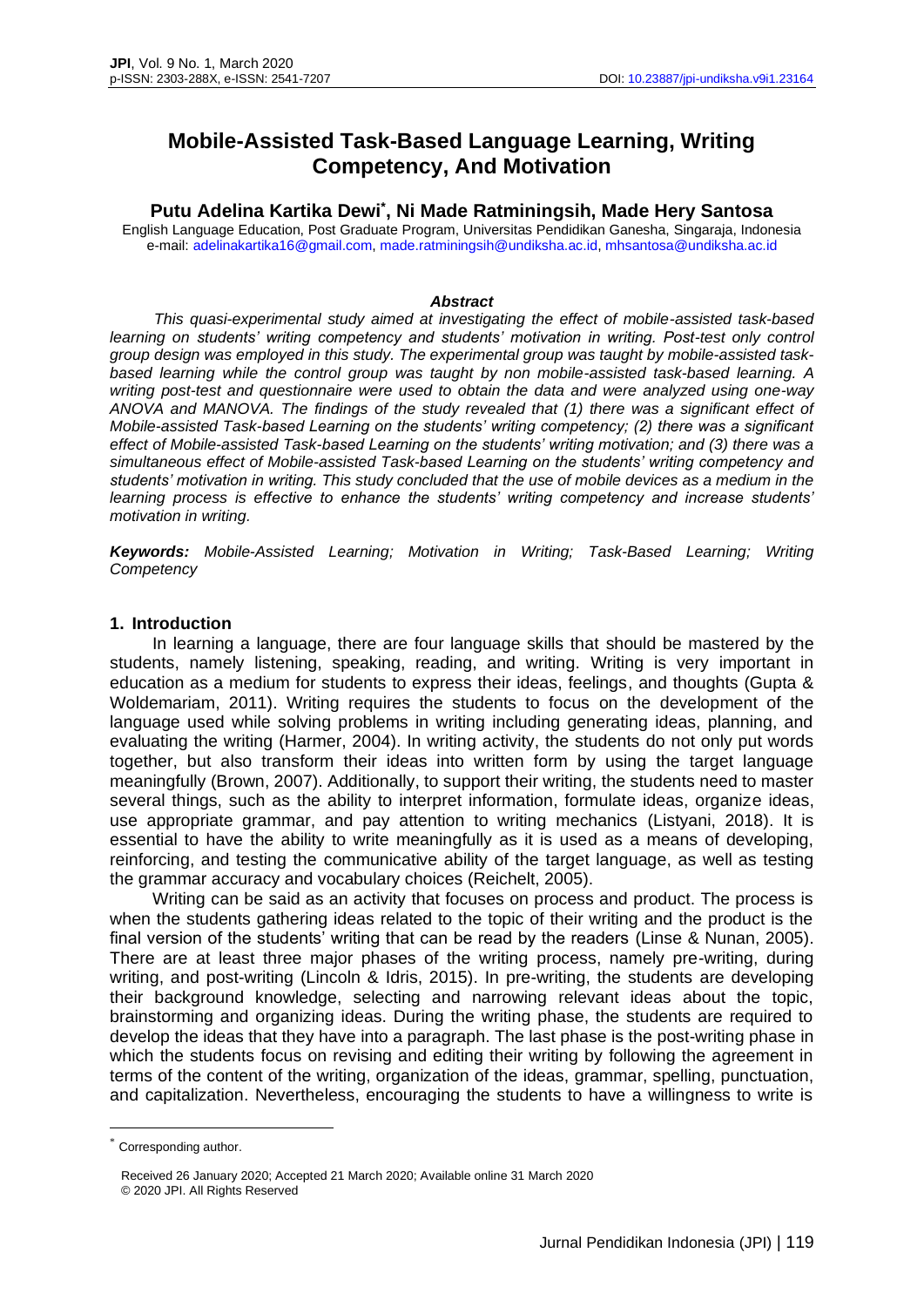# Mobile-Assisted Task-Based Language Learning, Writing Competency, And Motivation

**Putu Adelina Kartika Dewi*, Ni Made Ratminingsih, Made Hery Santosa**

English Language Education, Post Graduate Program, Universitas Pendidikan Ganesha, Singaraja, Indonesia
e-mail: adelinakartika16@gmail.com, made.ratminingsih@undiksha.ac.id, mhsantosa@undiksha.ac.id

***Abstract***

*This quasi-experimental study aimed at investigating the effect of mobile-assisted task-based learning on students' writing competency and students' motivation in writing. Post-test only control group design was employed in this study. The experimental group was taught by mobile-assisted task-based learning while the control group was taught by non mobile-assisted task-based learning. A writing post-test and questionnaire were used to obtain the data and were analyzed using one-way ANOVA and MANOVA. The findings of the study revealed that (1) there was a significant effect of Mobile-assisted Task-based Learning on the students' writing competency; (2) there was a significant effect of Mobile-assisted Task-based Learning on the students' writing motivation; and (3) there was a simultaneous effect of Mobile-assisted Task-based Learning on the students' writing competency and students' motivation in writing. This study concluded that the use of mobile devices as a medium in the learning process is effective to enhance the students' writing competency and increase students' motivation in writing.*

***Keywords:*** *Mobile-Assisted Learning; Motivation in Writing; Task-Based Learning; Writing Competency*

## 1. Introduction

In learning a language, there are four language skills that should be mastered by the students, namely listening, speaking, reading, and writing. Writing is very important in education as a medium for students to express their ideas, feelings, and thoughts (Gupta & Woldemariam, 2011). Writing requires the students to focus on the development of the language used while solving problems in writing including generating ideas, planning, and evaluating the writing (Harmer, 2004). In writing activity, the students do not only put words together, but also transform their ideas into written form by using the target language meaningfully (Brown, 2007). Additionally, to support their writing, the students need to master several things, such as the ability to interpret information, formulate ideas, organize ideas, use appropriate grammar, and pay attention to writing mechanics (Listyani, 2018). It is essential to have the ability to write meaningfully as it is used as a means of developing, reinforcing, and testing the communicative ability of the target language, as well as testing the grammar accuracy and vocabulary choices (Reichelt, 2005).

Writing can be said as an activity that focuses on process and product. The process is when the students gathering ideas related to the topic of their writing and the product is the final version of the students' writing that can be read by the readers (Linse & Nunan, 2005). There are at least three major phases of the writing process, namely pre-writing, during writing, and post-writing (Lincoln & Idris, 2015). In pre-writing, the students are developing their background knowledge, selecting and narrowing relevant ideas about the topic, brainstorming and organizing ideas. During the writing phase, the students are required to develop the ideas that they have into a paragraph. The last phase is the post-writing phase in which the students focus on revising and editing their writing by following the agreement in terms of the content of the writing, organization of the ideas, grammar, spelling, punctuation, and capitalization. Nevertheless, encouraging the students to have a willingness to write is

---

* Corresponding author.

Received 26 January 2020; Accepted 21 March 2020; Available online 31 March 2020
© 2020 JPI. All Rights Reserved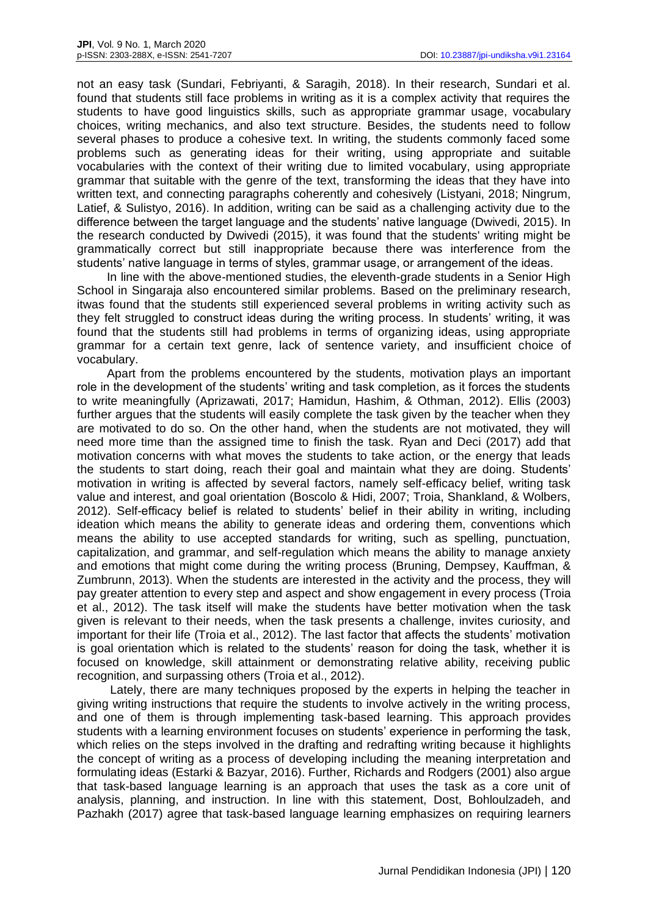not an easy task (Sundari, Febriyanti, & Saragih, 2018). In their research, Sundari et al. found that students still face problems in writing as it is a complex activity that requires the students to have good linguistics skills, such as appropriate grammar usage, vocabulary choices, writing mechanics, and also text structure. Besides, the students need to follow several phases to produce a cohesive text. In writing, the students commonly faced some problems such as generating ideas for their writing, using appropriate and suitable vocabularies with the context of their writing due to limited vocabulary, using appropriate grammar that suitable with the genre of the text, transforming the ideas that they have into written text, and connecting paragraphs coherently and cohesively (Listyani, 2018; Ningrum, Latief, & Sulistyo, 2016). In addition, writing can be said as a challenging activity due to the difference between the target language and the students' native language (Dwivedi, 2015). In the research conducted by Dwivedi (2015), it was found that the students' writing might be grammatically correct but still inappropriate because there was interference from the students' native language in terms of styles, grammar usage, or arrangement of the ideas.

In line with the above-mentioned studies, the eleventh-grade students in a Senior High School in Singaraja also encountered similar problems. Based on the preliminary research, itwas found that the students still experienced several problems in writing activity such as they felt struggled to construct ideas during the writing process. In students' writing, it was found that the students still had problems in terms of organizing ideas, using appropriate grammar for a certain text genre, lack of sentence variety, and insufficient choice of vocabulary.

Apart from the problems encountered by the students, motivation plays an important role in the development of the students' writing and task completion, as it forces the students to write meaningfully (Aprizawati, 2017; Hamidun, Hashim, & Othman, 2012). Ellis (2003) further argues that the students will easily complete the task given by the teacher when they are motivated to do so. On the other hand, when the students are not motivated, they will need more time than the assigned time to finish the task. Ryan and Deci (2017) add that motivation concerns with what moves the students to take action, or the energy that leads the students to start doing, reach their goal and maintain what they are doing. Students' motivation in writing is affected by several factors, namely self-efficacy belief, writing task value and interest, and goal orientation (Boscolo & Hidi, 2007; Troia, Shankland, & Wolbers, 2012). Self-efficacy belief is related to students' belief in their ability in writing, including ideation which means the ability to generate ideas and ordering them, conventions which means the ability to use accepted standards for writing, such as spelling, punctuation, capitalization, and grammar, and self-regulation which means the ability to manage anxiety and emotions that might come during the writing process (Bruning, Dempsey, Kauffman, & Zumbrunn, 2013). When the students are interested in the activity and the process, they will pay greater attention to every step and aspect and show engagement in every process (Troia et al., 2012). The task itself will make the students have better motivation when the task given is relevant to their needs, when the task presents a challenge, invites curiosity, and important for their life (Troia et al., 2012). The last factor that affects the students' motivation is goal orientation which is related to the students' reason for doing the task, whether it is focused on knowledge, skill attainment or demonstrating relative ability, receiving public recognition, and surpassing others (Troia et al., 2012).

Lately, there are many techniques proposed by the experts in helping the teacher in giving writing instructions that require the students to involve actively in the writing process, and one of them is through implementing task-based learning. This approach provides students with a learning environment focuses on students' experience in performing the task, which relies on the steps involved in the drafting and redrafting writing because it highlights the concept of writing as a process of developing including the meaning interpretation and formulating ideas (Estarki & Bazyar, 2016). Further, Richards and Rodgers (2001) also argue that task-based language learning is an approach that uses the task as a core unit of analysis, planning, and instruction. In line with this statement, Dost, Bohloulzadeh, and Pazhakh (2017) agree that task-based language learning emphasizes on requiring learners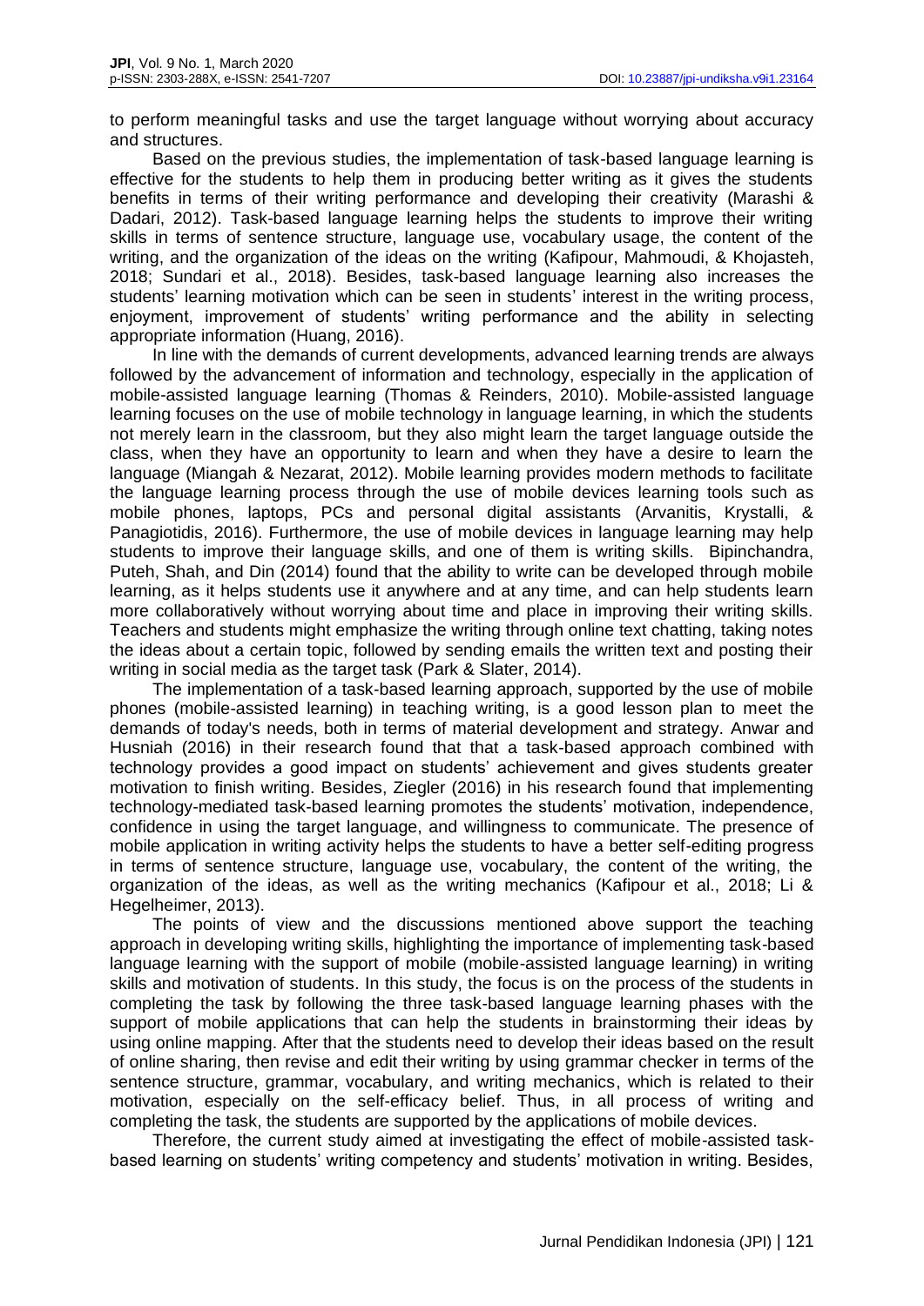to perform meaningful tasks and use the target language without worrying about accuracy and structures.

Based on the previous studies, the implementation of task-based language learning is effective for the students to help them in producing better writing as it gives the students benefits in terms of their writing performance and developing their creativity (Marashi & Dadari, 2012). Task-based language learning helps the students to improve their writing skills in terms of sentence structure, language use, vocabulary usage, the content of the writing, and the organization of the ideas on the writing (Kafipour, Mahmoudi, & Khojasteh, 2018; Sundari et al., 2018). Besides, task-based language learning also increases the students' learning motivation which can be seen in students' interest in the writing process, enjoyment, improvement of students' writing performance and the ability in selecting appropriate information (Huang, 2016).

In line with the demands of current developments, advanced learning trends are always followed by the advancement of information and technology, especially in the application of mobile-assisted language learning (Thomas & Reinders, 2010). Mobile-assisted language learning focuses on the use of mobile technology in language learning, in which the students not merely learn in the classroom, but they also might learn the target language outside the class, when they have an opportunity to learn and when they have a desire to learn the language (Miangah & Nezarat, 2012). Mobile learning provides modern methods to facilitate the language learning process through the use of mobile devices learning tools such as mobile phones, laptops, PCs and personal digital assistants (Arvanitis, Krystalli, & Panagiotidis, 2016). Furthermore, the use of mobile devices in language learning may help students to improve their language skills, and one of them is writing skills. Bipinchandra, Puteh, Shah, and Din (2014) found that the ability to write can be developed through mobile learning, as it helps students use it anywhere and at any time, and can help students learn more collaboratively without worrying about time and place in improving their writing skills. Teachers and students might emphasize the writing through online text chatting, taking notes the ideas about a certain topic, followed by sending emails the written text and posting their writing in social media as the target task (Park & Slater, 2014).

The implementation of a task-based learning approach, supported by the use of mobile phones (mobile-assisted learning) in teaching writing, is a good lesson plan to meet the demands of today's needs, both in terms of material development and strategy. Anwar and Husniah (2016) in their research found that that a task-based approach combined with technology provides a good impact on students' achievement and gives students greater motivation to finish writing. Besides, Ziegler (2016) in his research found that implementing technology-mediated task-based learning promotes the students' motivation, independence, confidence in using the target language, and willingness to communicate. The presence of mobile application in writing activity helps the students to have a better self-editing progress in terms of sentence structure, language use, vocabulary, the content of the writing, the organization of the ideas, as well as the writing mechanics (Kafipour et al., 2018; Li & Hegelheimer, 2013).

The points of view and the discussions mentioned above support the teaching approach in developing writing skills, highlighting the importance of implementing task-based language learning with the support of mobile (mobile-assisted language learning) in writing skills and motivation of students. In this study, the focus is on the process of the students in completing the task by following the three task-based language learning phases with the support of mobile applications that can help the students in brainstorming their ideas by using online mapping. After that the students need to develop their ideas based on the result of online sharing, then revise and edit their writing by using grammar checker in terms of the sentence structure, grammar, vocabulary, and writing mechanics, which is related to their motivation, especially on the self-efficacy belief. Thus, in all process of writing and completing the task, the students are supported by the applications of mobile devices.

Therefore, the current study aimed at investigating the effect of mobile-assisted task-based learning on students' writing competency and students' motivation in writing. Besides,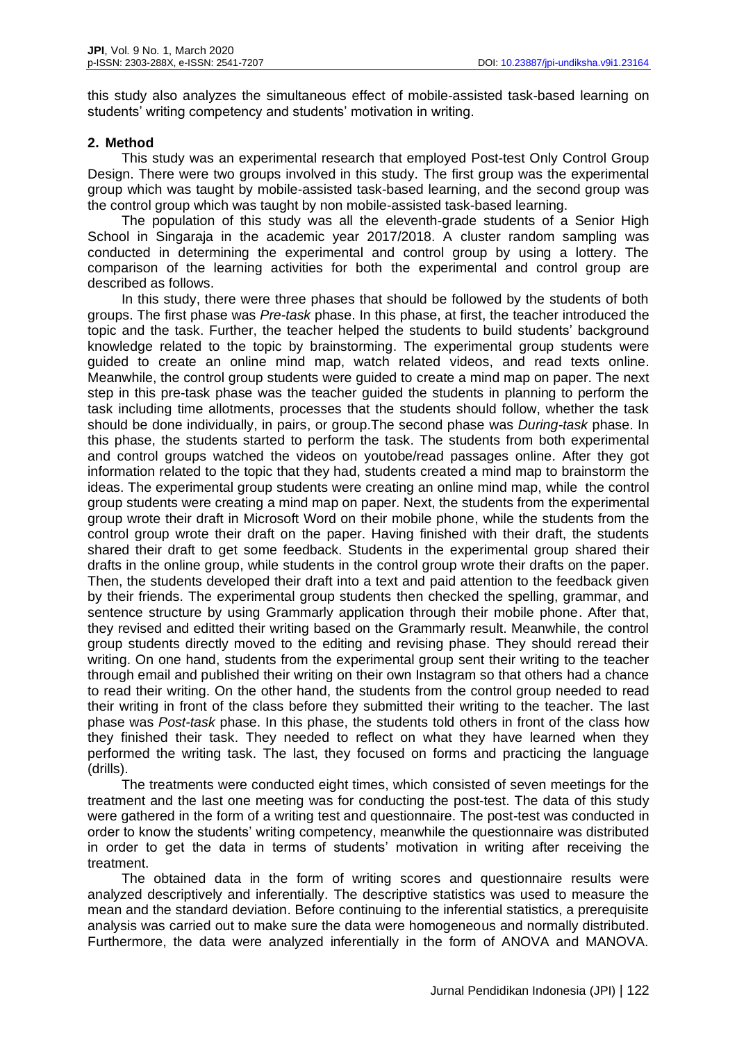this study also analyzes the simultaneous effect of mobile-assisted task-based learning on students' writing competency and students' motivation in writing.

## 2. Method

This study was an experimental research that employed Post-test Only Control Group Design. There were two groups involved in this study. The first group was the experimental group which was taught by mobile-assisted task-based learning, and the second group was the control group which was taught by non mobile-assisted task-based learning.

The population of this study was all the eleventh-grade students of a Senior High School in Singaraja in the academic year 2017/2018. A cluster random sampling was conducted in determining the experimental and control group by using a lottery. The comparison of the learning activities for both the experimental and control group are described as follows.

In this study, there were three phases that should be followed by the students of both groups. The first phase was *Pre-task* phase. In this phase, at first, the teacher introduced the topic and the task. Further, the teacher helped the students to build students' background knowledge related to the topic by brainstorming. The experimental group students were guided to create an online mind map, watch related videos, and read texts online. Meanwhile, the control group students were guided to create a mind map on paper. The next step in this pre-task phase was the teacher guided the students in planning to perform the task including time allotments, processes that the students should follow, whether the task should be done individually, in pairs, or group.The second phase was *During-task* phase. In this phase, the students started to perform the task. The students from both experimental and control groups watched the videos on youtobe/read passages online. After they got information related to the topic that they had, students created a mind map to brainstorm the ideas. The experimental group students were creating an online mind map, while the control group students were creating a mind map on paper. Next, the students from the experimental group wrote their draft in Microsoft Word on their mobile phone, while the students from the control group wrote their draft on the paper. Having finished with their draft, the students shared their draft to get some feedback. Students in the experimental group shared their drafts in the online group, while students in the control group wrote their drafts on the paper. Then, the students developed their draft into a text and paid attention to the feedback given by their friends. The experimental group students then checked the spelling, grammar, and sentence structure by using Grammarly application through their mobile phone. After that, they revised and editted their writing based on the Grammarly result. Meanwhile, the control group students directly moved to the editing and revising phase. They should reread their writing. On one hand, students from the experimental group sent their writing to the teacher through email and published their writing on their own Instagram so that others had a chance to read their writing. On the other hand, the students from the control group needed to read their writing in front of the class before they submitted their writing to the teacher. The last phase was *Post-task* phase. In this phase, the students told others in front of the class how they finished their task. They needed to reflect on what they have learned when they performed the writing task. The last, they focused on forms and practicing the language (drills).

The treatments were conducted eight times, which consisted of seven meetings for the treatment and the last one meeting was for conducting the post-test. The data of this study were gathered in the form of a writing test and questionnaire. The post-test was conducted in order to know the students' writing competency, meanwhile the questionnaire was distributed in order to get the data in terms of students' motivation in writing after receiving the treatment.

The obtained data in the form of writing scores and questionnaire results were analyzed descriptively and inferentially. The descriptive statistics was used to measure the mean and the standard deviation. Before continuing to the inferential statistics, a prerequisite analysis was carried out to make sure the data were homogeneous and normally distributed. Furthermore, the data were analyzed inferentially in the form of ANOVA and MANOVA.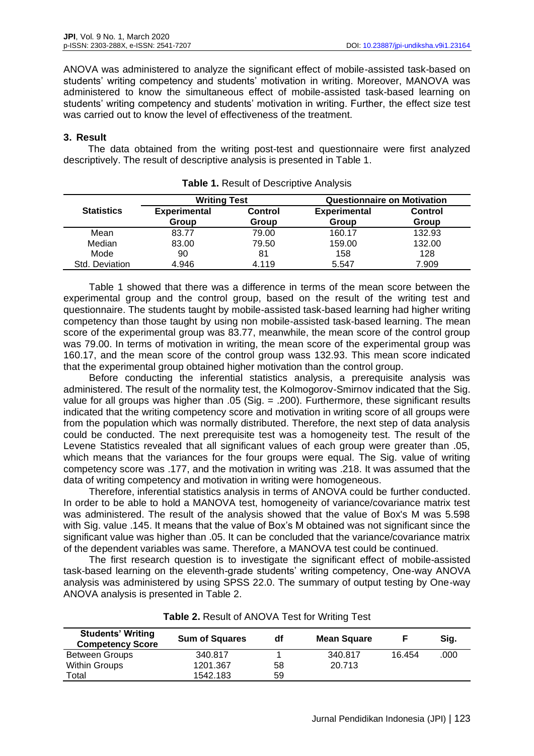ANOVA was administered to analyze the significant effect of mobile-assisted task-based on students' writing competency and students' motivation in writing. Moreover, MANOVA was administered to know the simultaneous effect of mobile-assisted task-based learning on students' writing competency and students' motivation in writing. Further, the effect size test was carried out to know the level of effectiveness of the treatment.

## 3. Result

The data obtained from the writing post-test and questionnaire were first analyzed descriptively. The result of descriptive analysis is presented in Table 1.

**Table 1.** Result of Descriptive Analysis

| Statistics | Writing Test | | Questionnaire on Motivation | |
|---|---|---|---|---|
| | Experimental Group | Control Group | Experimental Group | Control Group |
| Mean | 83.77 | 79.00 | 160.17 | 132.93 |
| Median | 83.00 | 79.50 | 159.00 | 132.00 |
| Mode | 90 | 81 | 158 | 128 |
| Std. Deviation | 4.946 | 4.119 | 5.547 | 7.909 |

Table 1 showed that there was a difference in terms of the mean score between the experimental group and the control group, based on the result of the writing test and questionnaire. The students taught by mobile-assisted task-based learning had higher writing competency than those taught by using non mobile-assisted task-based learning. The mean score of the experimental group was 83.77, meanwhile, the mean score of the control group was 79.00. In terms of motivation in writing, the mean score of the experimental group was 160.17, and the mean score of the control group wass 132.93. This mean score indicated that the experimental group obtained higher motivation than the control group.

Before conducting the inferential statistics analysis, a prerequisite analysis was administered. The result of the normality test, the Kolmogorov-Smirnov indicated that the Sig. value for all groups was higher than .05 (Sig. = .200). Furthermore, these significant results indicated that the writing competency score and motivation in writing score of all groups were from the population which was normally distributed. Therefore, the next step of data analysis could be conducted. The next prerequisite test was a homogeneity test. The result of the Levene Statistics revealed that all significant values of each group were greater than .05, which means that the variances for the four groups were equal. The Sig. value of writing competency score was .177, and the motivation in writing was .218. It was assumed that the data of writing competency and motivation in writing were homogeneous.

Therefore, inferential statistics analysis in terms of ANOVA could be further conducted. In order to be able to hold a MANOVA test, homogeneity of variance/covariance matrix test was administered. The result of the analysis showed that the value of Box's M was 5.598 with Sig. value .145. It means that the value of Box's M obtained was not significant since the significant value was higher than .05. It can be concluded that the variance/covariance matrix of the dependent variables was same. Therefore, a MANOVA test could be continued.

The first research question is to investigate the significant effect of mobile-assisted task-based learning on the eleventh-grade students' writing competency, One-way ANOVA analysis was administered by using SPSS 22.0. The summary of output testing by One-way ANOVA analysis is presented in Table 2.

**Table 2.** Result of ANOVA Test for Writing Test

| Students' Writing Competency Score | Sum of Squares | df | Mean Square | F | Sig. |
|---|---|---|---|---|---|
| Between Groups | 340.817 | 1 | 340.817 | 16.454 | .000 |
| Within Groups | 1201.367 | 58 | 20.713 | | |
| Total | 1542.183 | 59 | | | |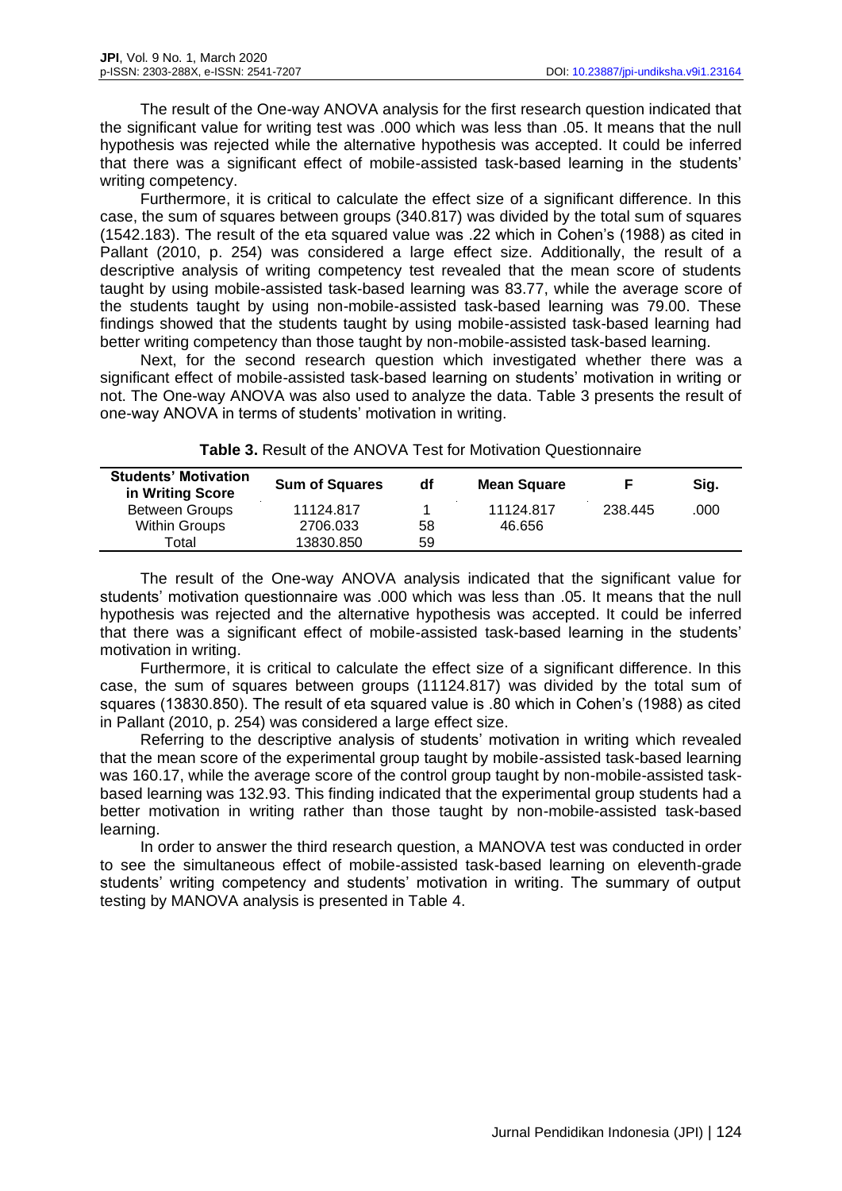The result of the One-way ANOVA analysis for the first research question indicated that the significant value for writing test was .000 which was less than .05. It means that the null hypothesis was rejected while the alternative hypothesis was accepted. It could be inferred that there was a significant effect of mobile-assisted task-based learning in the students' writing competency.

Furthermore, it is critical to calculate the effect size of a significant difference. In this case, the sum of squares between groups (340.817) was divided by the total sum of squares (1542.183). The result of the eta squared value was .22 which in Cohen's (1988) as cited in Pallant (2010, p. 254) was considered a large effect size. Additionally, the result of a descriptive analysis of writing competency test revealed that the mean score of students taught by using mobile-assisted task-based learning was 83.77, while the average score of the students taught by using non-mobile-assisted task-based learning was 79.00. These findings showed that the students taught by using mobile-assisted task-based learning had better writing competency than those taught by non-mobile-assisted task-based learning.

Next, for the second research question which investigated whether there was a significant effect of mobile-assisted task-based learning on students' motivation in writing or not. The One-way ANOVA was also used to analyze the data. Table 3 presents the result of one-way ANOVA in terms of students' motivation in writing.

**Table 3.** Result of the ANOVA Test for Motivation Questionnaire

| Students' Motivation in Writing Score | Sum of Squares | df | Mean Square | F | Sig. |
|---|---|---|---|---|---|
| Between Groups | 11124.817 | 1 | 11124.817 | 238.445 | .000 |
| Within Groups | 2706.033 | 58 | 46.656 | | |
| Total | 13830.850 | 59 | | | |

The result of the One-way ANOVA analysis indicated that the significant value for students' motivation questionnaire was .000 which was less than .05. It means that the null hypothesis was rejected and the alternative hypothesis was accepted. It could be inferred that there was a significant effect of mobile-assisted task-based learning in the students' motivation in writing.

Furthermore, it is critical to calculate the effect size of a significant difference. In this case, the sum of squares between groups (11124.817) was divided by the total sum of squares (13830.850). The result of eta squared value is .80 which in Cohen's (1988) as cited in Pallant (2010, p. 254) was considered a large effect size.

Referring to the descriptive analysis of students' motivation in writing which revealed that the mean score of the experimental group taught by mobile-assisted task-based learning was 160.17, while the average score of the control group taught by non-mobile-assisted task-based learning was 132.93. This finding indicated that the experimental group students had a better motivation in writing rather than those taught by non-mobile-assisted task-based learning.

In order to answer the third research question, a MANOVA test was conducted in order to see the simultaneous effect of mobile-assisted task-based learning on eleventh-grade students' writing competency and students' motivation in writing. The summary of output testing by MANOVA analysis is presented in Table 4.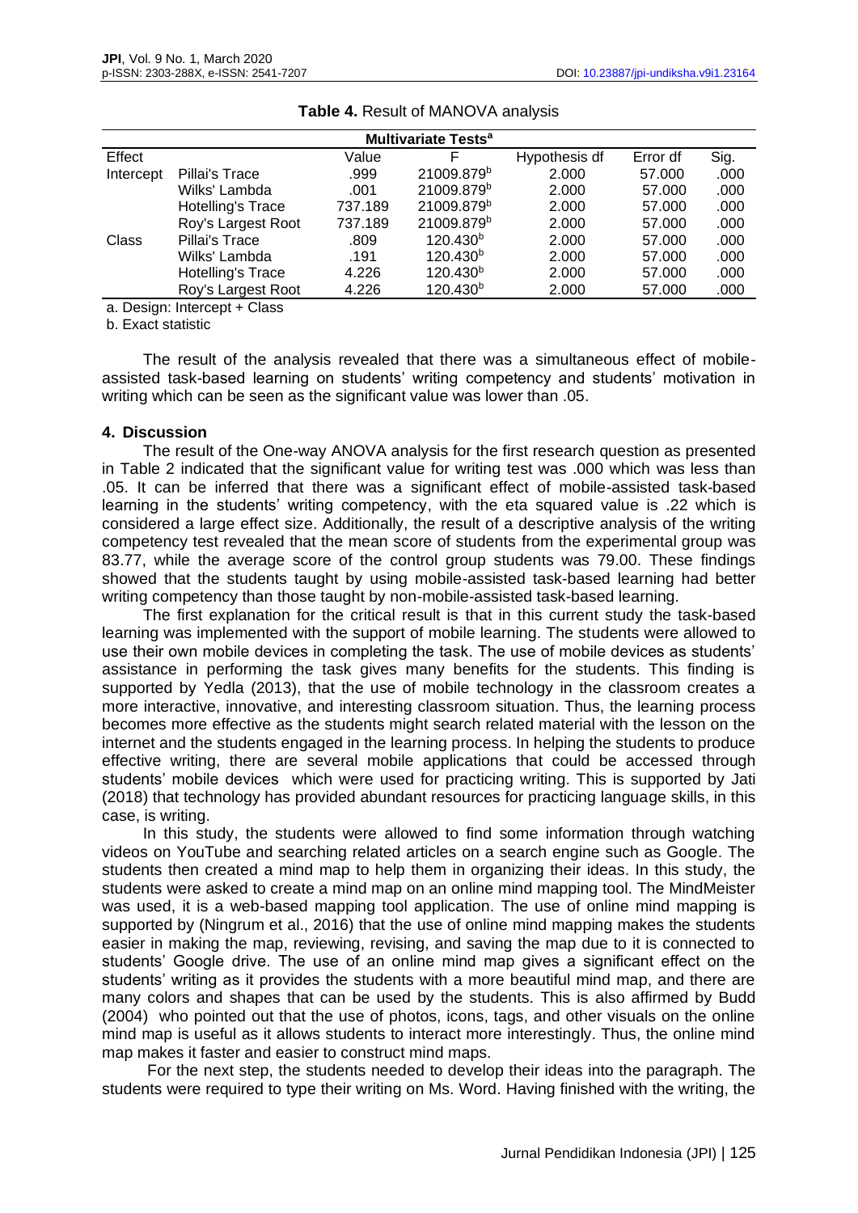**Table 4.** Result of MANOVA analysis

| Multivariate Tests[a] | | | | | | |
|---|---|---|---|---|---|---|
| Effect | | Value | F | Hypothesis df | Error df | Sig. |
| Intercept | Pillai's Trace | .999 | 21009.879[b] | 2.000 | 57.000 | .000 |
| | Wilks' Lambda | .001 | 21009.879[b] | 2.000 | 57.000 | .000 |
| | Hotelling's Trace | 737.189 | 21009.879[b] | 2.000 | 57.000 | .000 |
| | Roy's Largest Root | 737.189 | 21009.879[b] | 2.000 | 57.000 | .000 |
| Class | Pillai's Trace | .809 | 120.430[b] | 2.000 | 57.000 | .000 |
| | Wilks' Lambda | .191 | 120.430[b] | 2.000 | 57.000 | .000 |
| | Hotelling's Trace | 4.226 | 120.430[b] | 2.000 | 57.000 | .000 |
| | Roy's Largest Root | 4.226 | 120.430[b] | 2.000 | 57.000 | .000 |

a. Design: Intercept + Class

b. Exact statistic

The result of the analysis revealed that there was a simultaneous effect of mobile-assisted task-based learning on students' writing competency and students' motivation in writing which can be seen as the significant value was lower than .05.

## 4. Discussion

The result of the One-way ANOVA analysis for the first research question as presented in Table 2 indicated that the significant value for writing test was .000 which was less than .05. It can be inferred that there was a significant effect of mobile-assisted task-based learning in the students' writing competency, with the eta squared value is .22 which is considered a large effect size. Additionally, the result of a descriptive analysis of the writing competency test revealed that the mean score of students from the experimental group was 83.77, while the average score of the control group students was 79.00. These findings showed that the students taught by using mobile-assisted task-based learning had better writing competency than those taught by non-mobile-assisted task-based learning.

The first explanation for the critical result is that in this current study the task-based learning was implemented with the support of mobile learning. The students were allowed to use their own mobile devices in completing the task. The use of mobile devices as students' assistance in performing the task gives many benefits for the students. This finding is supported by Yedla (2013), that the use of mobile technology in the classroom creates a more interactive, innovative, and interesting classroom situation. Thus, the learning process becomes more effective as the students might search related material with the lesson on the internet and the students engaged in the learning process. In helping the students to produce effective writing, there are several mobile applications that could be accessed through students' mobile devices which were used for practicing writing. This is supported by Jati (2018) that technology has provided abundant resources for practicing language skills, in this case, is writing.

In this study, the students were allowed to find some information through watching videos on YouTube and searching related articles on a search engine such as Google. The students then created a mind map to help them in organizing their ideas. In this study, the students were asked to create a mind map on an online mind mapping tool. The MindMeister was used, it is a web-based mapping tool application. The use of online mind mapping is supported by (Ningrum et al., 2016) that the use of online mind mapping makes the students easier in making the map, reviewing, revising, and saving the map due to it is connected to students' Google drive. The use of an online mind map gives a significant effect on the students' writing as it provides the students with a more beautiful mind map, and there are many colors and shapes that can be used by the students. This is also affirmed by Budd (2004) who pointed out that the use of photos, icons, tags, and other visuals on the online mind map is useful as it allows students to interact more interestingly. Thus, the online mind map makes it faster and easier to construct mind maps.

For the next step, the students needed to develop their ideas into the paragraph. The students were required to type their writing on Ms. Word. Having finished with the writing, the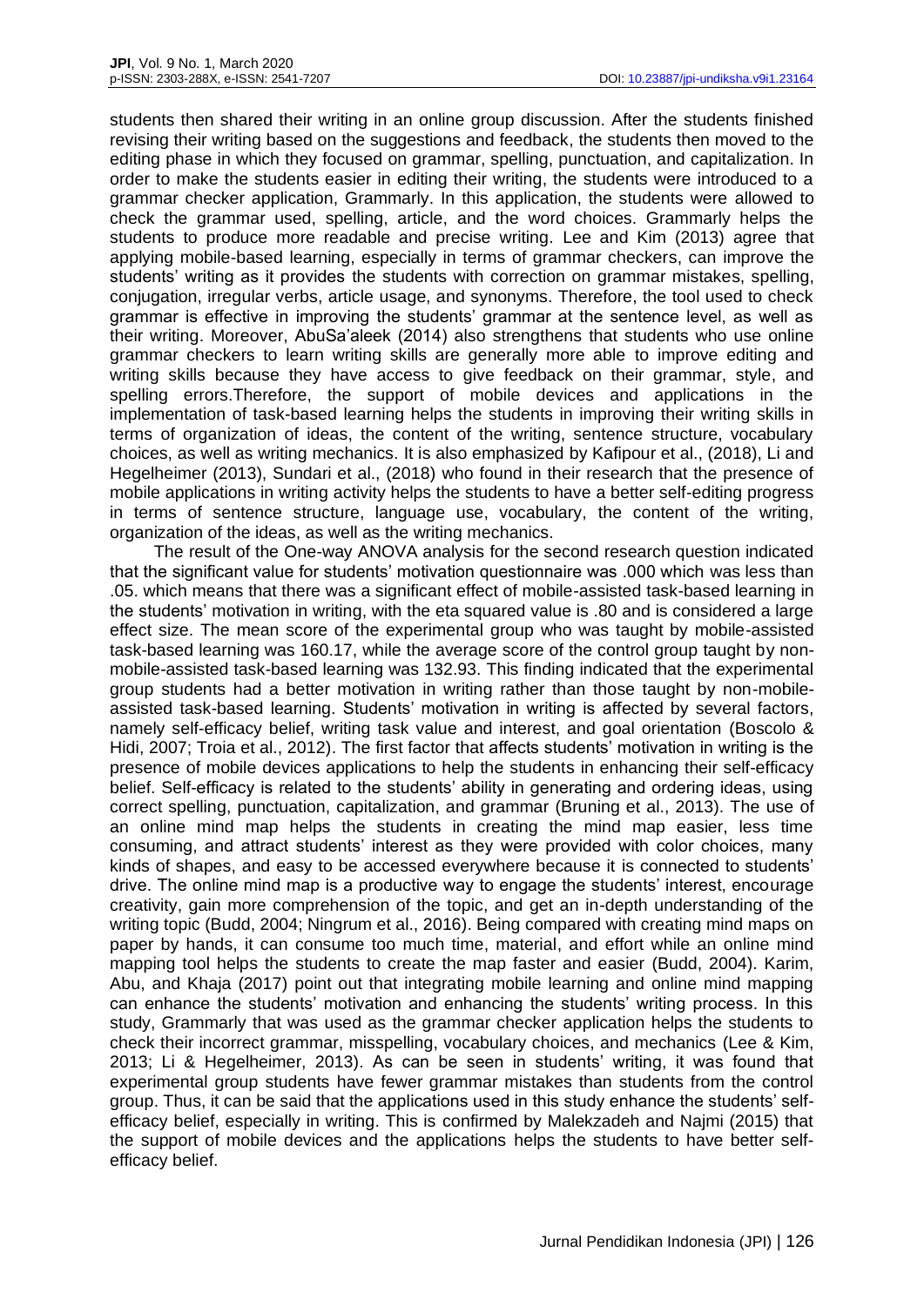students then shared their writing in an online group discussion. After the students finished revising their writing based on the suggestions and feedback, the students then moved to the editing phase in which they focused on grammar, spelling, punctuation, and capitalization. In order to make the students easier in editing their writing, the students were introduced to a grammar checker application, Grammarly. In this application, the students were allowed to check the grammar used, spelling, article, and the word choices. Grammarly helps the students to produce more readable and precise writing. Lee and Kim (2013) agree that applying mobile-based learning, especially in terms of grammar checkers, can improve the students' writing as it provides the students with correction on grammar mistakes, spelling, conjugation, irregular verbs, article usage, and synonyms. Therefore, the tool used to check grammar is effective in improving the students' grammar at the sentence level, as well as their writing. Moreover, AbuSa'aleek (2014) also strengthens that students who use online grammar checkers to learn writing skills are generally more able to improve editing and writing skills because they have access to give feedback on their grammar, style, and spelling errors.Therefore, the support of mobile devices and applications in the implementation of task-based learning helps the students in improving their writing skills in terms of organization of ideas, the content of the writing, sentence structure, vocabulary choices, as well as writing mechanics. It is also emphasized by Kafipour et al., (2018), Li and Hegelheimer (2013), Sundari et al., (2018) who found in their research that the presence of mobile applications in writing activity helps the students to have a better self-editing progress in terms of sentence structure, language use, vocabulary, the content of the writing, organization of the ideas, as well as the writing mechanics.

The result of the One-way ANOVA analysis for the second research question indicated that the significant value for students' motivation questionnaire was .000 which was less than .05. which means that there was a significant effect of mobile-assisted task-based learning in the students' motivation in writing, with the eta squared value is .80 and is considered a large effect size. The mean score of the experimental group who was taught by mobile-assisted task-based learning was 160.17, while the average score of the control group taught by non-mobile-assisted task-based learning was 132.93. This finding indicated that the experimental group students had a better motivation in writing rather than those taught by non-mobile-assisted task-based learning. Students' motivation in writing is affected by several factors, namely self-efficacy belief, writing task value and interest, and goal orientation (Boscolo & Hidi, 2007; Troia et al., 2012). The first factor that affects students' motivation in writing is the presence of mobile devices applications to help the students in enhancing their self-efficacy belief. Self-efficacy is related to the students' ability in generating and ordering ideas, using correct spelling, punctuation, capitalization, and grammar (Bruning et al., 2013). The use of an online mind map helps the students in creating the mind map easier, less time consuming, and attract students' interest as they were provided with color choices, many kinds of shapes, and easy to be accessed everywhere because it is connected to students' drive. The online mind map is a productive way to engage the students' interest, encourage creativity, gain more comprehension of the topic, and get an in-depth understanding of the writing topic (Budd, 2004; Ningrum et al., 2016). Being compared with creating mind maps on paper by hands, it can consume too much time, material, and effort while an online mind mapping tool helps the students to create the map faster and easier (Budd, 2004). Karim, Abu, and Khaja (2017) point out that integrating mobile learning and online mind mapping can enhance the students' motivation and enhancing the students' writing process. In this study, Grammarly that was used as the grammar checker application helps the students to check their incorrect grammar, misspelling, vocabulary choices, and mechanics (Lee & Kim, 2013; Li & Hegelheimer, 2013). As can be seen in students' writing, it was found that experimental group students have fewer grammar mistakes than students from the control group. Thus, it can be said that the applications used in this study enhance the students' self-efficacy belief, especially in writing. This is confirmed by Malekzadeh and Najmi (2015) that the support of mobile devices and the applications helps the students to have better self-efficacy belief.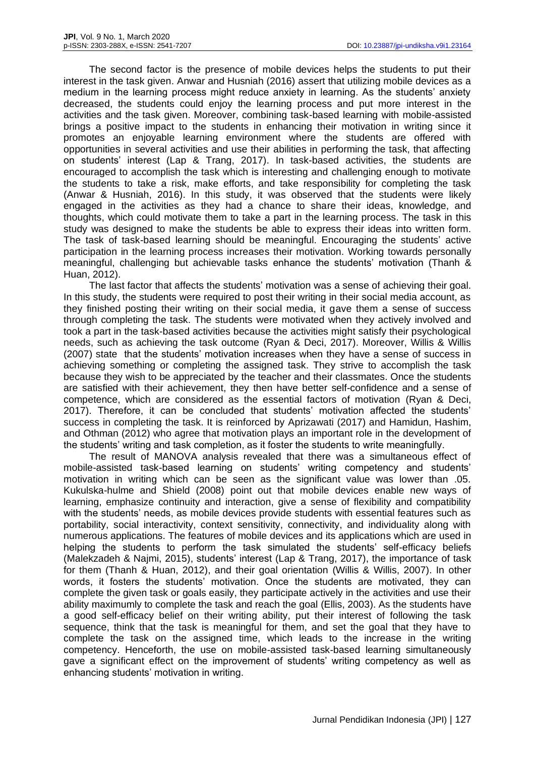The second factor is the presence of mobile devices helps the students to put their interest in the task given. Anwar and Husniah (2016) assert that utilizing mobile devices as a medium in the learning process might reduce anxiety in learning. As the students' anxiety decreased, the students could enjoy the learning process and put more interest in the activities and the task given. Moreover, combining task-based learning with mobile-assisted brings a positive impact to the students in enhancing their motivation in writing since it promotes an enjoyable learning environment where the students are offered with opportunities in several activities and use their abilities in performing the task, that affecting on students' interest (Lap & Trang, 2017). In task-based activities, the students are encouraged to accomplish the task which is interesting and challenging enough to motivate the students to take a risk, make efforts, and take responsibility for completing the task (Anwar & Husniah, 2016). In this study, it was observed that the students were likely engaged in the activities as they had a chance to share their ideas, knowledge, and thoughts, which could motivate them to take a part in the learning process. The task in this study was designed to make the students be able to express their ideas into written form. The task of task-based learning should be meaningful. Encouraging the students' active participation in the learning process increases their motivation. Working towards personally meaningful, challenging but achievable tasks enhance the students' motivation (Thanh & Huan, 2012).

The last factor that affects the students' motivation was a sense of achieving their goal. In this study, the students were required to post their writing in their social media account, as they finished posting their writing on their social media, it gave them a sense of success through completing the task. The students were motivated when they actively involved and took a part in the task-based activities because the activities might satisfy their psychological needs, such as achieving the task outcome (Ryan & Deci, 2017). Moreover, Willis & Willis (2007) state that the students' motivation increases when they have a sense of success in achieving something or completing the assigned task. They strive to accomplish the task because they wish to be appreciated by the teacher and their classmates. Once the students are satisfied with their achievement, they then have better self-confidence and a sense of competence, which are considered as the essential factors of motivation (Ryan & Deci, 2017). Therefore, it can be concluded that students' motivation affected the students' success in completing the task. It is reinforced by Aprizawati (2017) and Hamidun, Hashim, and Othman (2012) who agree that motivation plays an important role in the development of the students' writing and task completion, as it foster the students to write meaningfully.

The result of MANOVA analysis revealed that there was a simultaneous effect of mobile-assisted task-based learning on students' writing competency and students' motivation in writing which can be seen as the significant value was lower than .05. Kukulska-hulme and Shield (2008) point out that mobile devices enable new ways of learning, emphasize continuity and interaction, give a sense of flexibility and compatibility with the students' needs, as mobile devices provide students with essential features such as portability, social interactivity, context sensitivity, connectivity, and individuality along with numerous applications. The features of mobile devices and its applications which are used in helping the students to perform the task simulated the students' self-efficacy beliefs (Malekzadeh & Najmi, 2015), students' interest (Lap & Trang, 2017), the importance of task for them (Thanh & Huan, 2012), and their goal orientation (Willis & Willis, 2007). In other words, it fosters the students' motivation. Once the students are motivated, they can complete the given task or goals easily, they participate actively in the activities and use their ability maximumly to complete the task and reach the goal (Ellis, 2003). As the students have a good self-efficacy belief on their writing ability, put their interest of following the task sequence, think that the task is meaningful for them, and set the goal that they have to complete the task on the assigned time, which leads to the increase in the writing competency. Henceforth, the use on mobile-assisted task-based learning simultaneously gave a significant effect on the improvement of students' writing competency as well as enhancing students' motivation in writing.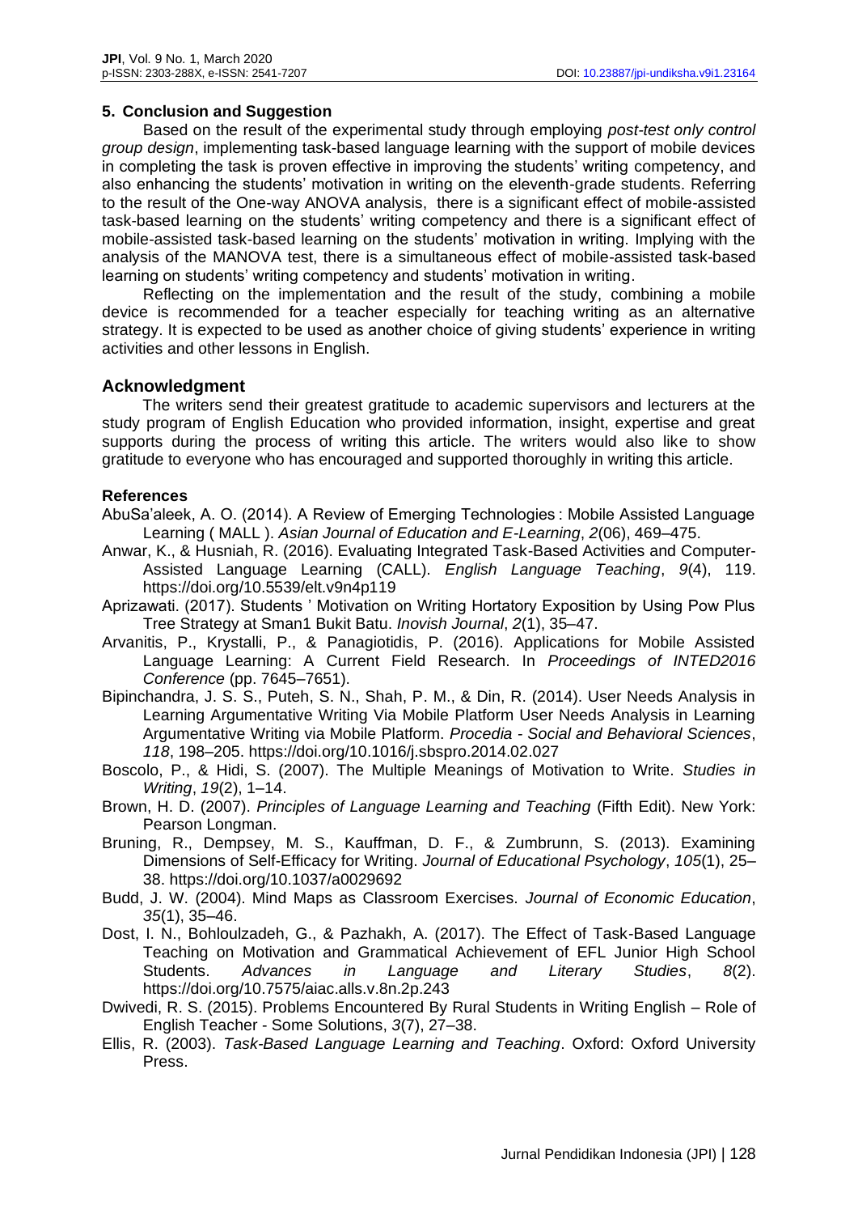## 5. Conclusion and Suggestion

Based on the result of the experimental study through employing *post-test only control group design*, implementing task-based language learning with the support of mobile devices in completing the task is proven effective in improving the students' writing competency, and also enhancing the students' motivation in writing on the eleventh-grade students. Referring to the result of the One-way ANOVA analysis, there is a significant effect of mobile-assisted task-based learning on the students' writing competency and there is a significant effect of mobile-assisted task-based learning on the students' motivation in writing. Implying with the analysis of the MANOVA test, there is a simultaneous effect of mobile-assisted task-based learning on students' writing competency and students' motivation in writing.

Reflecting on the implementation and the result of the study, combining a mobile device is recommended for a teacher especially for teaching writing as an alternative strategy. It is expected to be used as another choice of giving students' experience in writing activities and other lessons in English.

## Acknowledgment

The writers send their greatest gratitude to academic supervisors and lecturers at the study program of English Education who provided information, insight, expertise and great supports during the process of writing this article. The writers would also like to show gratitude to everyone who has encouraged and supported thoroughly in writing this article.

### References

AbuSa'aleek, A. O. (2014). A Review of Emerging Technologies : Mobile Assisted Language Learning ( MALL ). *Asian Journal of Education and E-Learning*, *2*(06), 469–475.

Anwar, K., & Husniah, R. (2016). Evaluating Integrated Task-Based Activities and Computer-Assisted Language Learning (CALL). *English Language Teaching*, *9*(4), 119. https://doi.org/10.5539/elt.v9n4p119

Aprizawati. (2017). Students ' Motivation on Writing Hortatory Exposition by Using Pow Plus Tree Strategy at Sman1 Bukit Batu. *Inovish Journal*, *2*(1), 35–47.

Arvanitis, P., Krystalli, P., & Panagiotidis, P. (2016). Applications for Mobile Assisted Language Learning: A Current Field Research. In *Proceedings of INTED2016 Conference* (pp. 7645–7651).

Bipinchandra, J. S. S., Puteh, S. N., Shah, P. M., & Din, R. (2014). User Needs Analysis in Learning Argumentative Writing Via Mobile Platform User Needs Analysis in Learning Argumentative Writing via Mobile Platform. *Procedia - Social and Behavioral Sciences*, *118*, 198–205. https://doi.org/10.1016/j.sbspro.2014.02.027

Boscolo, P., & Hidi, S. (2007). The Multiple Meanings of Motivation to Write. *Studies in Writing*, *19*(2), 1–14.

Brown, H. D. (2007). *Principles of Language Learning and Teaching* (Fifth Edit). New York: Pearson Longman.

Bruning, R., Dempsey, M. S., Kauffman, D. F., & Zumbrunn, S. (2013). Examining Dimensions of Self-Efficacy for Writing. *Journal of Educational Psychology*, *105*(1), 25–38. https://doi.org/10.1037/a0029692

Budd, J. W. (2004). Mind Maps as Classroom Exercises. *Journal of Economic Education*, *35*(1), 35–46.

Dost, I. N., Bohloulzadeh, G., & Pazhakh, A. (2017). The Effect of Task-Based Language Teaching on Motivation and Grammatical Achievement of EFL Junior High School Students. *Advances in Language and Literary Studies*, *8*(2). https://doi.org/10.7575/aiac.alls.v.8n.2p.243

Dwivedi, R. S. (2015). Problems Encountered By Rural Students in Writing English – Role of English Teacher - Some Solutions, *3*(7), 27–38.

Ellis, R. (2003). *Task-Based Language Learning and Teaching*. Oxford: Oxford University Press.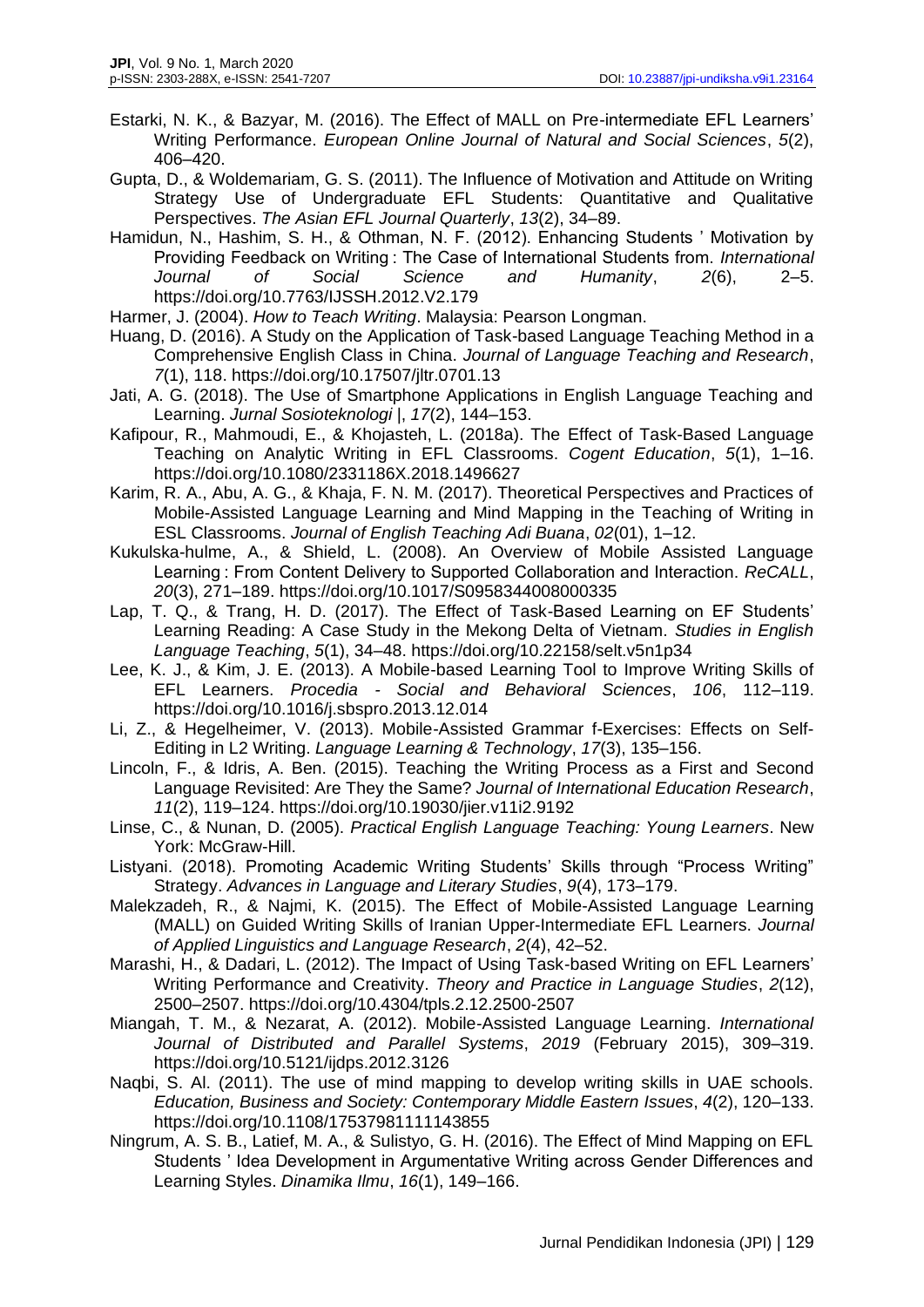Estarki, N. K., & Bazyar, M. (2016). The Effect of MALL on Pre-intermediate EFL Learners' Writing Performance. *European Online Journal of Natural and Social Sciences*, *5*(2), 406–420.

Gupta, D., & Woldemariam, G. S. (2011). The Influence of Motivation and Attitude on Writing Strategy Use of Undergraduate EFL Students: Quantitative and Qualitative Perspectives. *The Asian EFL Journal Quarterly*, *13*(2), 34–89.

Hamidun, N., Hashim, S. H., & Othman, N. F. (2012). Enhancing Students ' Motivation by Providing Feedback on Writing : The Case of International Students from. *International Journal of Social Science and Humanity*, *2*(6), 2–5. https://doi.org/10.7763/IJSSH.2012.V2.179

Harmer, J. (2004). *How to Teach Writing*. Malaysia: Pearson Longman.

Huang, D. (2016). A Study on the Application of Task-based Language Teaching Method in a Comprehensive English Class in China. *Journal of Language Teaching and Research*, *7*(1), 118. https://doi.org/10.17507/jltr.0701.13

Jati, A. G. (2018). The Use of Smartphone Applications in English Language Teaching and Learning. *Jurnal Sosioteknologi |*, *17*(2), 144–153.

Kafipour, R., Mahmoudi, E., & Khojasteh, L. (2018a). The Effect of Task-Based Language Teaching on Analytic Writing in EFL Classrooms. *Cogent Education*, *5*(1), 1–16. https://doi.org/10.1080/2331186X.2018.1496627

Karim, R. A., Abu, A. G., & Khaja, F. N. M. (2017). Theoretical Perspectives and Practices of Mobile-Assisted Language Learning and Mind Mapping in the Teaching of Writing in ESL Classrooms. *Journal of English Teaching Adi Buana*, *02*(01), 1–12.

Kukulska-hulme, A., & Shield, L. (2008). An Overview of Mobile Assisted Language Learning : From Content Delivery to Supported Collaboration and Interaction. *ReCALL*, *20*(3), 271–189. https://doi.org/10.1017/S0958344008000335

Lap, T. Q., & Trang, H. D. (2017). The Effect of Task-Based Learning on EF Students' Learning Reading: A Case Study in the Mekong Delta of Vietnam. *Studies in English Language Teaching*, *5*(1), 34–48. https://doi.org/10.22158/selt.v5n1p34

Lee, K. J., & Kim, J. E. (2013). A Mobile-based Learning Tool to Improve Writing Skills of EFL Learners. *Procedia - Social and Behavioral Sciences*, *106*, 112–119. https://doi.org/10.1016/j.sbspro.2013.12.014

Li, Z., & Hegelheimer, V. (2013). Mobile-Assisted Grammar f-Exercises: Effects on Self-Editing in L2 Writing. *Language Learning & Technology*, *17*(3), 135–156.

Lincoln, F., & Idris, A. Ben. (2015). Teaching the Writing Process as a First and Second Language Revisited: Are They the Same? *Journal of International Education Research*, *11*(2), 119–124. https://doi.org/10.19030/jier.v11i2.9192

Linse, C., & Nunan, D. (2005). *Practical English Language Teaching: Young Learners*. New York: McGraw-Hill.

Listyani. (2018). Promoting Academic Writing Students' Skills through "Process Writing" Strategy. *Advances in Language and Literary Studies*, *9*(4), 173–179.

Malekzadeh, R., & Najmi, K. (2015). The Effect of Mobile-Assisted Language Learning (MALL) on Guided Writing Skills of Iranian Upper-Intermediate EFL Learners. *Journal of Applied Linguistics and Language Research*, *2*(4), 42–52.

Marashi, H., & Dadari, L. (2012). The Impact of Using Task-based Writing on EFL Learners' Writing Performance and Creativity. *Theory and Practice in Language Studies*, *2*(12), 2500–2507. https://doi.org/10.4304/tpls.2.12.2500-2507

Miangah, T. M., & Nezarat, A. (2012). Mobile-Assisted Language Learning. *International Journal of Distributed and Parallel Systems*, *2019* (February 2015), 309–319. https://doi.org/10.5121/ijdps.2012.3126

Naqbi, S. Al. (2011). The use of mind mapping to develop writing skills in UAE schools. *Education, Business and Society: Contemporary Middle Eastern Issues*, *4*(2), 120–133. https://doi.org/10.1108/17537981111143855

Ningrum, A. S. B., Latief, M. A., & Sulistyo, G. H. (2016). The Effect of Mind Mapping on EFL Students ' Idea Development in Argumentative Writing across Gender Differences and Learning Styles. *Dinamika Ilmu*, *16*(1), 149–166.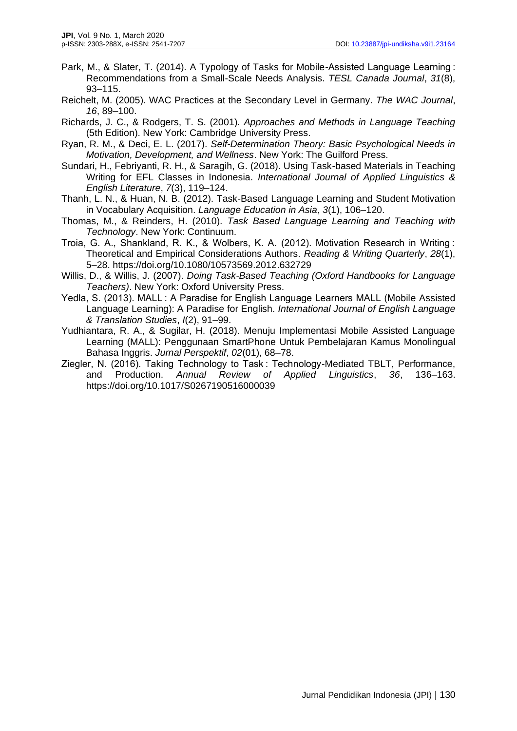Park, M., & Slater, T. (2014). A Typology of Tasks for Mobile-Assisted Language Learning : Recommendations from a Small-Scale Needs Analysis. *TESL Canada Journal*, *31*(8), 93–115.

Reichelt, M. (2005). WAC Practices at the Secondary Level in Germany. *The WAC Journal*, *16*, 89–100.

Richards, J. C., & Rodgers, T. S. (2001). *Approaches and Methods in Language Teaching* (5th Edition). New York: Cambridge University Press.

Ryan, R. M., & Deci, E. L. (2017). *Self-Determination Theory: Basic Psychological Needs in Motivation, Development, and Wellness*. New York: The Guilford Press.

Sundari, H., Febriyanti, R. H., & Saragih, G. (2018). Using Task-based Materials in Teaching Writing for EFL Classes in Indonesia. *International Journal of Applied Linguistics & English Literature*, *7*(3), 119–124.

Thanh, L. N., & Huan, N. B. (2012). Task-Based Language Learning and Student Motivation in Vocabulary Acquisition. *Language Education in Asia*, *3*(1), 106–120.

Thomas, M., & Reinders, H. (2010). *Task Based Language Learning and Teaching with Technology*. New York: Continuum.

Troia, G. A., Shankland, R. K., & Wolbers, K. A. (2012). Motivation Research in Writing : Theoretical and Empirical Considerations Authors. *Reading & Writing Quarterly*, *28*(1), 5–28. https://doi.org/10.1080/10573569.2012.632729

Willis, D., & Willis, J. (2007). *Doing Task-Based Teaching (Oxford Handbooks for Language Teachers)*. New York: Oxford University Press.

Yedla, S. (2013). MALL : A Paradise for English Language Learners MALL (Mobile Assisted Language Learning): A Paradise for English. *International Journal of English Language & Translation Studies*, *I*(2), 91–99.

Yudhiantara, R. A., & Sugilar, H. (2018). Menuju Implementasi Mobile Assisted Language Learning (MALL): Penggunaan SmartPhone Untuk Pembelajaran Kamus Monolingual Bahasa Inggris. *Jurnal Perspektif*, *02*(01), 68–78.

Ziegler, N. (2016). Taking Technology to Task : Technology-Mediated TBLT, Performance, and Production. *Annual Review of Applied Linguistics*, *36*, 136–163. https://doi.org/10.1017/S0267190516000039